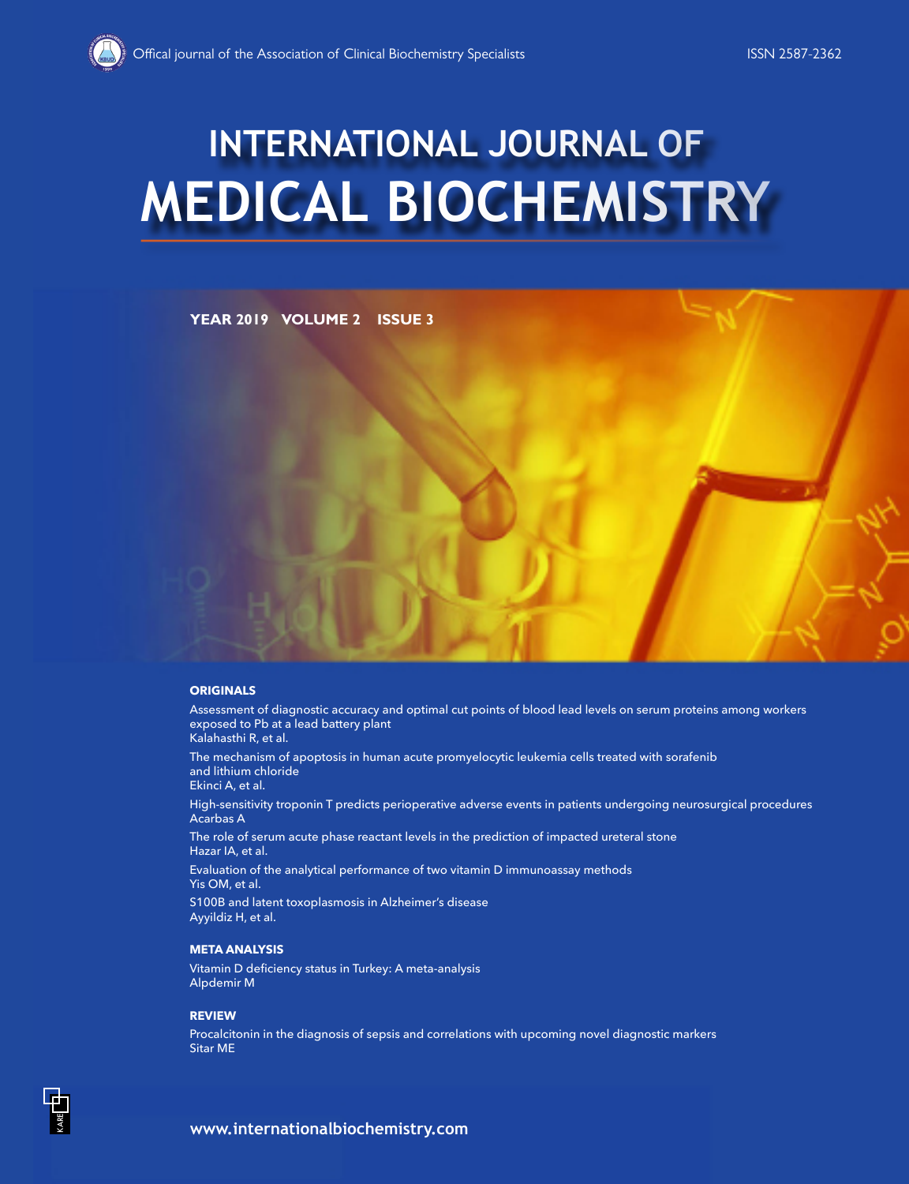Offical journal of the Association of Clinical Biochemistry Specialists

ISSN 2587-2362

# INTERNATIONAL JOURNAL OF MEDICAL BIOCHEMISTRY

**YEAR 2019 VOLUME 2 ISSUE 3**

## ORIGINALS

Assessment of diagnostic accuracy and optimal cut points of blood lead levels on serum proteins among workers exposed to Pb at a lead battery plant
Kalahasthi R, et al.

The mechanism of apoptosis in human acute promyelocytic leukemia cells treated with sorafenib and lithium chloride
Ekinci A, et al.

High-sensitivity troponin T predicts perioperative adverse events in patients undergoing neurosurgical procedures
Acarbas A

The role of serum acute phase reactant levels in the prediction of impacted ureteral stone
Hazar IA, et al.

Evaluation of the analytical performance of two vitamin D immunoassay methods
Yis OM, et al.

S100B and latent toxoplasmosis in Alzheimer's disease
Ayyildiz H, et al.

## META ANALYSIS

Vitamin D deficiency status in Turkey: A meta-analysis
Alpdemir M

## REVIEW

Procalcitonin in the diagnosis of sepsis and correlations with upcoming novel diagnostic markers
Sitar ME

KARE

**www.internationalbiochemistry.com**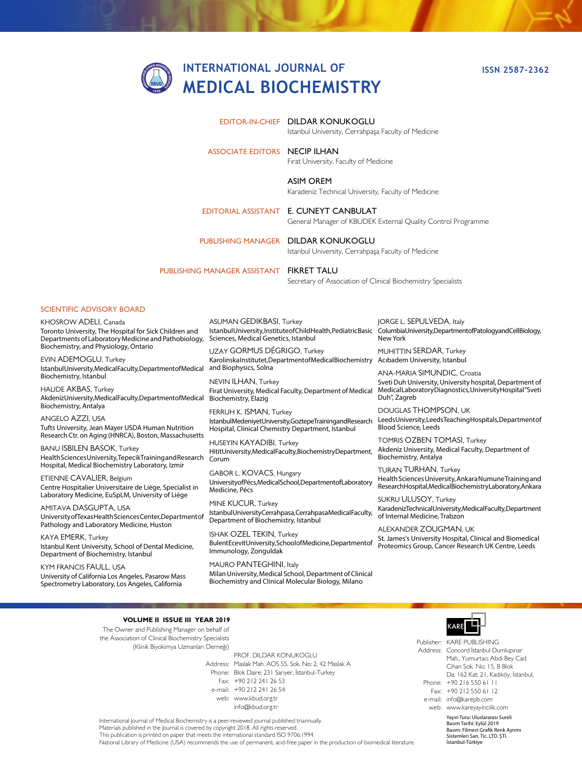# INTERNATIONAL JOURNAL OF MEDICAL BIOCHEMISTRY

ISSN 2587-2362

EDITOR-IN-CHIEF **DILDAR KONUKOGLU**
Istanbul University, Cerrahpaşa Faculty of Medicine

ASSOCIATE EDITORS **NECIP ILHAN**
Fırat University, Faculty of Medicine

**ASIM OREM**
Karadeniz Technical University, Faculty of Medicine

EDITORIAL ASSISTANT **E. CUNEYT CANBULAT**
General Manager of KBUDEK External Quality Control Programme

PUBLISHING MANAGER **DILDAR KONUKOGLU**
Istanbul University, Cerrahpaşa Faculty of Medicine

PUBLISHING MANAGER ASSISTANT **FIKRET TALU**
Secretary of Association of Clinical Biochemistry Specialists

## SCIENTIFIC ADVISORY BOARD

KHOSROW ADELI, Canada
Toronto University, The Hospital for Sick Children and Departments of Laboratory Medicine and Pathobiology, Biochemistry, and Physiology, Ontario

EVIN ADEMOGLU, Turkey
Istanbul University, Medical Faculty, Department of Medical Biochemistry, Istanbul

HALIDE AKBAS, Turkey
Akdeniz University, Medical Faculty, Department of Medical Biochemistry, Antalya

ANGELO AZZI, USA
Tufts University, Jean Mayer USDA Human Nutrition Research Ctr. on Aging (HNRCA), Boston, Massachusetts

BANU ISBILEN BASOK, Turkey
Health Sciences University, Tepecik Training and Research Hospital, Medical Biochemistry Laboratory, Izmir

ETIENNE CAVALIER, Belgium
Centre Hospitalier Universitaire de Liège, Specialist in Laboratory Medicine, EuSpLM, University of Liège

AMITAVA DASGUPTA, USA
University of Texas Health Sciences Center, Department of Pathology and Laboratory Medicine, Huston

KAYA EMERK, Turkey
Istanbul Kent University, School of Dental Medicine, Department of Biochemistry, Istanbul

KYM FRANCIS FAULL, USA
University of California Los Angeles, Pasarow Mass Spectrometry Laboratory, Los Angeles, California

ASUMAN GEDIKBASI, Turkey
Istanbul University, Institute of Child Health, Pediatric Basic Sciences, Medical Genetics, Istanbul

UZAY GORMUS DÉGRIGO, Turkey
Karolinska Institutet, Department of Medical Biochemistry and Biophysics, Solna

NEVIN ILHAN, Turkey
Firat University, Medical Faculty, Department of Medical Biochemistry, Elazig

FERRUH K. ISMAN, Turkey
Istanbul Medeniyet University, Goztepe Training and Research Hospital, Clinical Chemistry Department, Istanbul

HUSEYIN KAYADIBI, Turkey
Hitit University, Medical Faculty, Biochemistry Department, Corum

GABOR L. KOVACS, Hungary
University of Pécs, Medical School, Department of Laboratory Medicine, Pécs

MINE KUCUR, Turkey
Istanbul University Cerrahpasa, Cerrahpasa Medical Faculty, Department of Biochemistry, Istanbul

ISHAK OZEL TEKIN, Turkey
Bulent Ecevit University, School of Medicine, Department of Immunology, Zonguldak

MAURO PANTEGHINI, Italy
Milan University, Medical School, Department of Clinical Biochemistry and Clinical Molecular Biology, Milano

JORGE L. SEPULVEDA, Italy
Columbia University, Department of Patology and Cell Biology, New York

MUHITTIN SERDAR, Turkey
Acıbadem University, Istanbul

ANA-MARIA SIMUNDIC, Croatia
Sveti Duh University, University hospital, Department of Medical Laboratory Diagnostics, University Hospital "Sveti Duh", Zagreb

DOUGLAS THOMPSON, UK
Leeds University, Leeds Teaching Hospitals, Department of Blood Science, Leeds

TOMRIS OZBEN TOMASI, Turkey
Akdeniz University, Medical Faculty, Department of Biochemistry, Antalya

TURAN TURHAN, Turkey
Health Sciences University, Ankara Numune Training and Research Hospital, Medical Biochemistry Laboratory, Ankara

SUKRU ULUSOY, Turkey
Karadeniz Technical University, Medical Faculty, Department of Internal Medicine, Trabzon

ALEXANDER ZOUGMAN, UK
St. James's University Hospital, Clinical and Biomedical Proteomics Group, Cancer Research UK Centre, Leeds

**VOLUME II ISSUE III YEAR 2019**

The Owner and Publishing Manager on behalf of the Association of Clinical Biochemistry Specialists (Klinik Biyokimya Uzmanları Derneği)

PROF. DILDAR KONUKOGLU
Address: Maslak Mah. AOS 55. Sok. No: 2, 42 Maslak A Blok Daire: 231 Sarıyer, İstanbul-Turkey
Phone: +90 212 241 26 53
Fax: +90 212 241 26 54
e-mail: www.kbud.org.tr
web: info@kbud.org.tr

KARE

Publisher: KARE PUBLISHING
Address: Concord İstanbul Dumlupınar Mah., Yumurtacı Abdi Bey Cad. Cihan Sok. No: 15, B Blok Da: 162 Kat: 21, Kadıköy, İstanbul,
Phone: +90 216 550 61 11
Fax: +90 212 550 61 12
e-mail: info@karepb.com
web: www.kareyayincilik.com

Yayın Turu: Uluslararası Sureli
Basım Tarihi: Eylül 2019
Basım: Filmevi Grafik Renk Ayrımı Sistemleri San. Tic. LTD. ŞTİ. İstanbul-Türkiye

International Journal of Medical Biochemistry is a peer-reviewed journal published triannually.
Materials published in the Journal is covered by copyright 2018. All rights reserved.
This publication is printed on paper that meets the international standard ISO 9706:1994.
National Library of Medicine (USA) recommends the use of permanent, acid-free paper in the production of biomedical literature.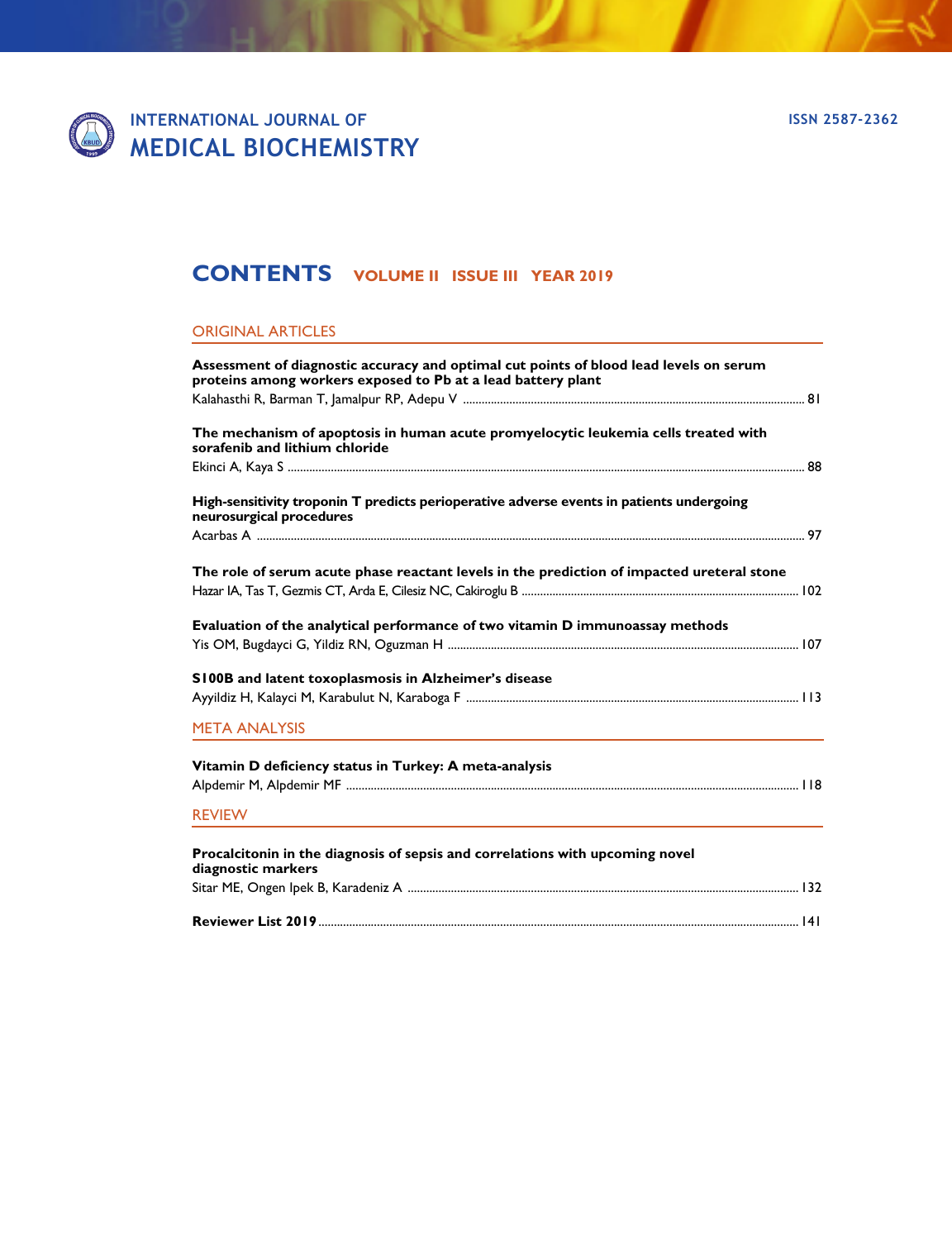# INTERNATIONAL JOURNAL OF MEDICAL BIOCHEMISTRY

ISSN 2587-2362

## CONTENTS VOLUME II ISSUE III YEAR 2019

### ORIGINAL ARTICLES

**Assessment of diagnostic accuracy and optimal cut points of blood lead levels on serum proteins among workers exposed to Pb at a lead battery plant**
Kalahasthi R, Barman T, Jamalpur RP, Adepu V ........ 81

**The mechanism of apoptosis in human acute promyelocytic leukemia cells treated with sorafenib and lithium chloride**
Ekinci A, Kaya S ........ 88

**High-sensitivity troponin T predicts perioperative adverse events in patients undergoing neurosurgical procedures**
Acarbas A ........ 97

**The role of serum acute phase reactant levels in the prediction of impacted ureteral stone**
Hazar IA, Tas T, Gezmis CT, Arda E, Cilesiz NC, Cakiroglu B ........ 102

**Evaluation of the analytical performance of two vitamin D immunoassay methods**
Yis OM, Bugdayci G, Yildiz RN, Oguzman H ........ 107

**S100B and latent toxoplasmosis in Alzheimer's disease**
Ayyildiz H, Kalayci M, Karabulut N, Karaboga F ........ 113

### META ANALYSIS

**Vitamin D deficiency status in Turkey: A meta-analysis**
Alpdemir M, Alpdemir MF ........ 118

### REVIEW

**Procalcitonin in the diagnosis of sepsis and correlations with upcoming novel diagnostic markers**
Sitar ME, Ongen Ipek B, Karadeniz A ........ 132

**Reviewer List 2019** ........ 141